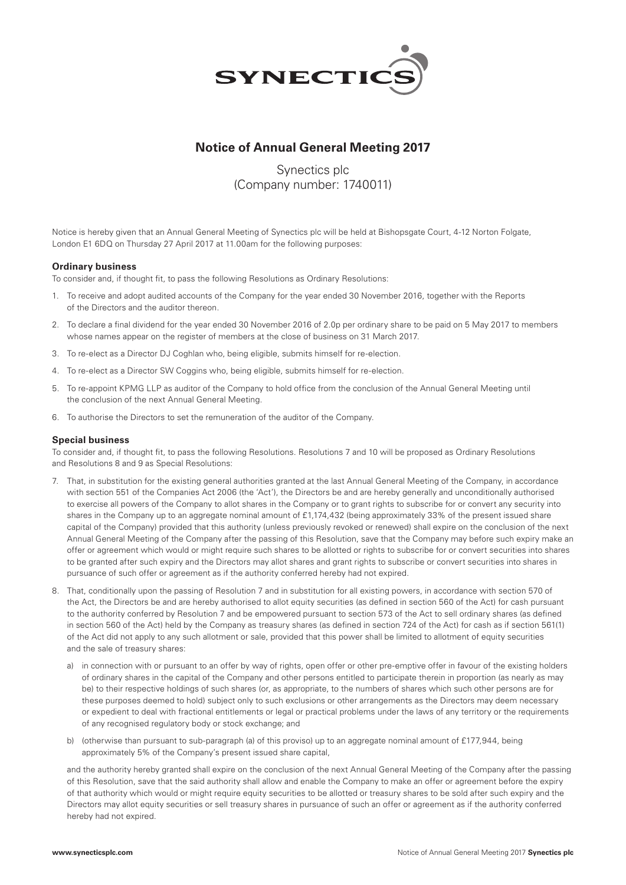SYNECTICS

# Notice of Annual General Meeting 2017

Synectics plc
(Company number: 1740011)

Notice is hereby given that an Annual General Meeting of Synectics plc will be held at Bishopsgate Court, 4-12 Norton Folgate, London E1 6DQ on Thursday 27 April 2017 at 11.00am for the following purposes:

## Ordinary business

To consider and, if thought fit, to pass the following Resolutions as Ordinary Resolutions:

1. To receive and adopt audited accounts of the Company for the year ended 30 November 2016, together with the Reports of the Directors and the auditor thereon.
2. To declare a final dividend for the year ended 30 November 2016 of 2.0p per ordinary share to be paid on 5 May 2017 to members whose names appear on the register of members at the close of business on 31 March 2017.
3. To re-elect as a Director DJ Coghlan who, being eligible, submits himself for re-election.
4. To re-elect as a Director SW Coggins who, being eligible, submits himself for re-election.
5. To re-appoint KPMG LLP as auditor of the Company to hold office from the conclusion of the Annual General Meeting until the conclusion of the next Annual General Meeting.
6. To authorise the Directors to set the remuneration of the auditor of the Company.

## Special business

To consider and, if thought fit, to pass the following Resolutions. Resolutions 7 and 10 will be proposed as Ordinary Resolutions and Resolutions 8 and 9 as Special Resolutions:

7. That, in substitution for the existing general authorities granted at the last Annual General Meeting of the Company, in accordance with section 551 of the Companies Act 2006 (the 'Act'), the Directors be and are hereby generally and unconditionally authorised to exercise all powers of the Company to allot shares in the Company or to grant rights to subscribe for or convert any security into shares in the Company up to an aggregate nominal amount of £1,174,432 (being approximately 33% of the present issued share capital of the Company) provided that this authority (unless previously revoked or renewed) shall expire on the conclusion of the next Annual General Meeting of the Company after the passing of this Resolution, save that the Company may before such expiry make an offer or agreement which would or might require such shares to be allotted or rights to subscribe for or convert securities into shares to be granted after such expiry and the Directors may allot shares and grant rights to subscribe or convert securities into shares in pursuance of such offer or agreement as if the authority conferred hereby had not expired.
8. That, conditionally upon the passing of Resolution 7 and in substitution for all existing powers, in accordance with section 570 of the Act, the Directors be and are hereby authorised to allot equity securities (as defined in section 560 of the Act) for cash pursuant to the authority conferred by Resolution 7 and be empowered pursuant to section 573 of the Act to sell ordinary shares (as defined in section 560 of the Act) held by the Company as treasury shares (as defined in section 724 of the Act) for cash as if section 561(1) of the Act did not apply to any such allotment or sale, provided that this power shall be limited to allotment of equity securities and the sale of treasury shares:

   a) in connection with or pursuant to an offer by way of rights, open offer or other pre-emptive offer in favour of the existing holders of ordinary shares in the capital of the Company and other persons entitled to participate therein in proportion (as nearly as may be) to their respective holdings of such shares (or, as appropriate, to the numbers of shares which such other persons are for these purposes deemed to hold) subject only to such exclusions or other arrangements as the Directors may deem necessary or expedient to deal with fractional entitlements or legal or practical problems under the laws of any territory or the requirements of any recognised regulatory body or stock exchange; and

   b) (otherwise than pursuant to sub-paragraph (a) of this proviso) up to an aggregate nominal amount of £177,944, being approximately 5% of the Company's present issued share capital,

   and the authority hereby granted shall expire on the conclusion of the next Annual General Meeting of the Company after the passing of this Resolution, save that the said authority shall allow and enable the Company to make an offer or agreement before the expiry of that authority which would or might require equity securities to be allotted or treasury shares to be sold after such expiry and the Directors may allot equity securities or sell treasury shares in pursuance of such an offer or agreement as if the authority conferred hereby had not expired.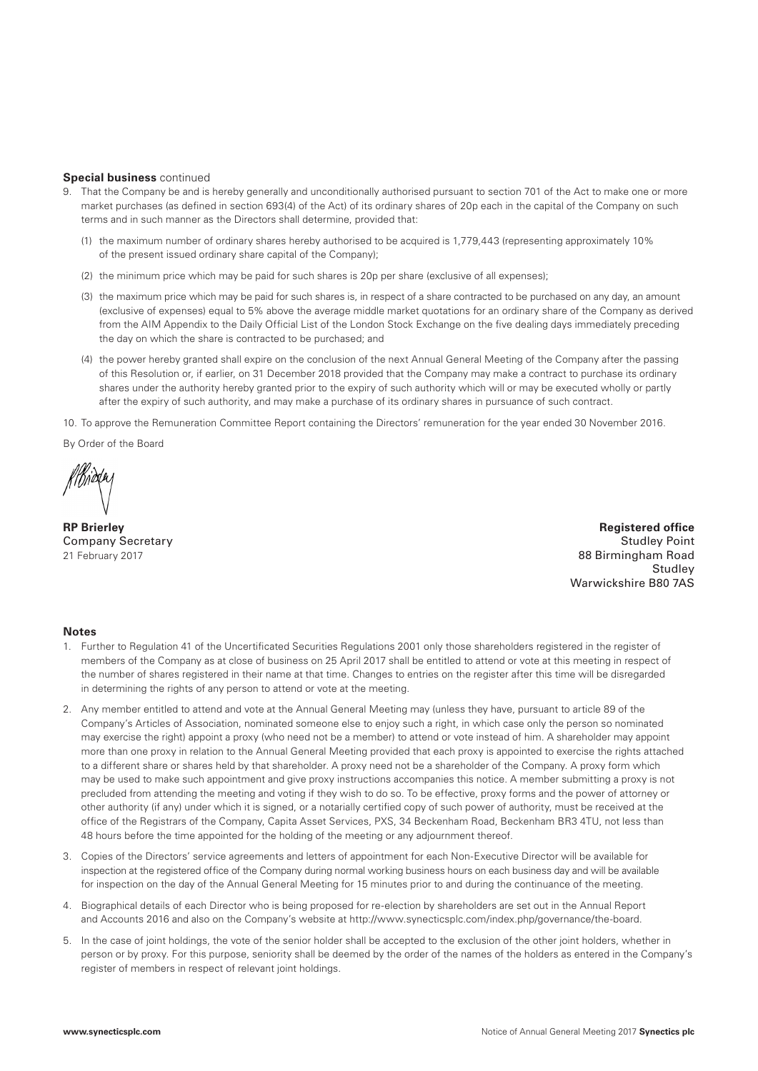**Special business** continued

9. That the Company be and is hereby generally and unconditionally authorised pursuant to section 701 of the Act to make one or more market purchases (as defined in section 693(4) of the Act) of its ordinary shares of 20p each in the capital of the Company on such terms and in such manner as the Directors shall determine, provided that:

   (1) the maximum number of ordinary shares hereby authorised to be acquired is 1,779,443 (representing approximately 10% of the present issued ordinary share capital of the Company);

   (2) the minimum price which may be paid for such shares is 20p per share (exclusive of all expenses);

   (3) the maximum price which may be paid for such shares is, in respect of a share contracted to be purchased on any day, an amount (exclusive of expenses) equal to 5% above the average middle market quotations for an ordinary share of the Company as derived from the AIM Appendix to the Daily Official List of the London Stock Exchange on the five dealing days immediately preceding the day on which the share is contracted to be purchased; and

   (4) the power hereby granted shall expire on the conclusion of the next Annual General Meeting of the Company after the passing of this Resolution or, if earlier, on 31 December 2018 provided that the Company may make a contract to purchase its ordinary shares under the authority hereby granted prior to the expiry of such authority which will or may be executed wholly or partly after the expiry of such authority, and may make a purchase of its ordinary shares in pursuance of such contract.

10. To approve the Remuneration Committee Report containing the Directors' remuneration for the year ended 30 November 2016.

By Order of the Board

**RP Brierley**
Company Secretary
21 February 2017

**Registered office**
Studley Point
88 Birmingham Road
Studley
Warwickshire B80 7AS

**Notes**

1. Further to Regulation 41 of the Uncertificated Securities Regulations 2001 only those shareholders registered in the register of members of the Company as at close of business on 25 April 2017 shall be entitled to attend or vote at this meeting in respect of the number of shares registered in their name at that time. Changes to entries on the register after this time will be disregarded in determining the rights of any person to attend or vote at the meeting.

2. Any member entitled to attend and vote at the Annual General Meeting may (unless they have, pursuant to article 89 of the Company's Articles of Association, nominated someone else to enjoy such a right, in which case only the person so nominated may exercise the right) appoint a proxy (who need not be a member) to attend or vote instead of him. A shareholder may appoint more than one proxy in relation to the Annual General Meeting provided that each proxy is appointed to exercise the rights attached to a different share or shares held by that shareholder. A proxy need not be a shareholder of the Company. A proxy form which may be used to make such appointment and give proxy instructions accompanies this notice. A member submitting a proxy is not precluded from attending the meeting and voting if they wish to do so. To be effective, proxy forms and the power of attorney or other authority (if any) under which it is signed, or a notarially certified copy of such power of authority, must be received at the office of the Registrars of the Company, Capita Asset Services, PXS, 34 Beckenham Road, Beckenham BR3 4TU, not less than 48 hours before the time appointed for the holding of the meeting or any adjournment thereof.

3. Copies of the Directors' service agreements and letters of appointment for each Non-Executive Director will be available for inspection at the registered office of the Company during normal working business hours on each business day and will be available for inspection on the day of the Annual General Meeting for 15 minutes prior to and during the continuance of the meeting.

4. Biographical details of each Director who is being proposed for re-election by shareholders are set out in the Annual Report and Accounts 2016 and also on the Company's website at http://www.synecticsplc.com/index.php/governance/the-board.

5. In the case of joint holdings, the vote of the senior holder shall be accepted to the exclusion of the other joint holders, whether in person or by proxy. For this purpose, seniority shall be deemed by the order of the names of the holders as entered in the Company's register of members in respect of relevant joint holdings.